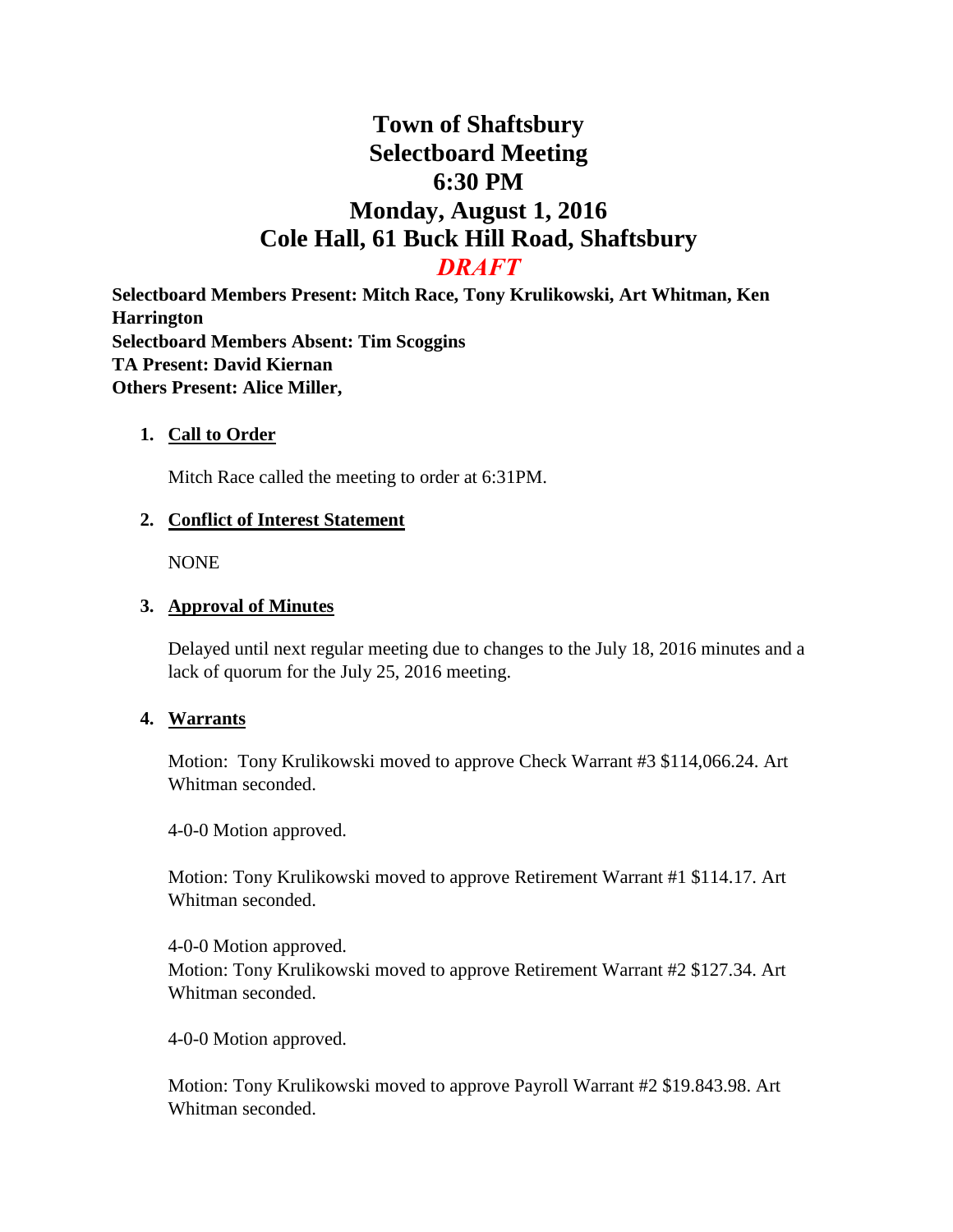# Town of Shaftsbury
# Selectboard Meeting
# 6:30 PM
# Monday, August 1, 2016
# Cole Hall, 61 Buck Hill Road, Shaftsbury

***DRAFT***

**Selectboard Members Present: Mitch Race, Tony Krulikowski, Art Whitman, Ken Harrington**
**Selectboard Members Absent: Tim Scoggins**
**TA Present: David Kiernan**
**Others Present: Alice Miller,**

1. **Call to Order**

   Mitch Race called the meeting to order at 6:31PM.

2. **Conflict of Interest Statement**

   NONE

3. **Approval of Minutes**

   Delayed until next regular meeting due to changes to the July 18, 2016 minutes and a lack of quorum for the July 25, 2016 meeting.

4. **Warrants**

   Motion: Tony Krulikowski moved to approve Check Warrant #3 $114,066.24. Art Whitman seconded.

   4-0-0 Motion approved.

   Motion: Tony Krulikowski moved to approve Retirement Warrant #1 $114.17. Art Whitman seconded.

   4-0-0 Motion approved.
   Motion: Tony Krulikowski moved to approve Retirement Warrant #2 $127.34. Art Whitman seconded.

   4-0-0 Motion approved.

   Motion: Tony Krulikowski moved to approve Payroll Warrant #2 $19.843.98. Art Whitman seconded.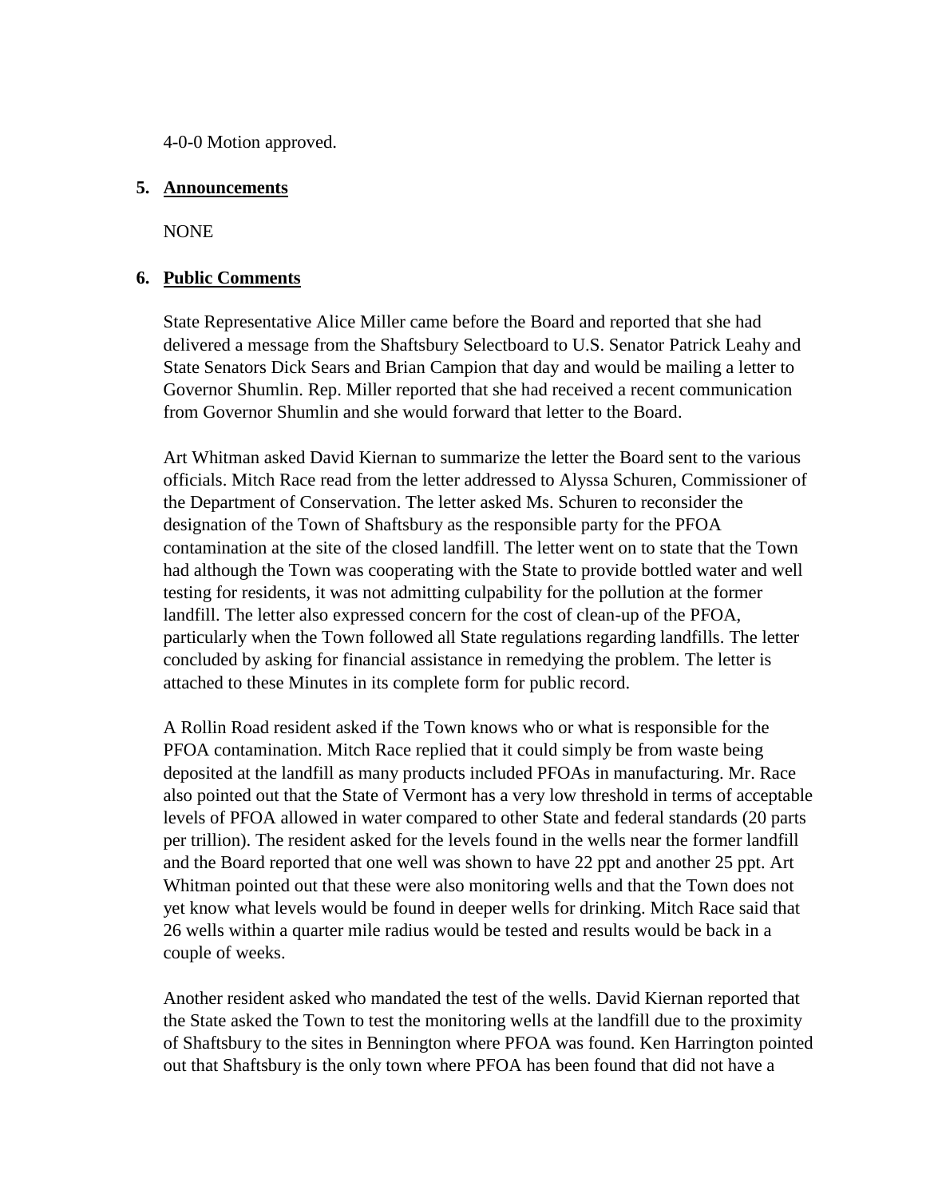4-0-0 Motion approved.

**5. Announcements**

NONE

**6. Public Comments**

State Representative Alice Miller came before the Board and reported that she had delivered a message from the Shaftsbury Selectboard to U.S. Senator Patrick Leahy and State Senators Dick Sears and Brian Campion that day and would be mailing a letter to Governor Shumlin. Rep. Miller reported that she had received a recent communication from Governor Shumlin and she would forward that letter to the Board.

Art Whitman asked David Kiernan to summarize the letter the Board sent to the various officials. Mitch Race read from the letter addressed to Alyssa Schuren, Commissioner of the Department of Conservation. The letter asked Ms. Schuren to reconsider the designation of the Town of Shaftsbury as the responsible party for the PFOA contamination at the site of the closed landfill. The letter went on to state that the Town had although the Town was cooperating with the State to provide bottled water and well testing for residents, it was not admitting culpability for the pollution at the former landfill. The letter also expressed concern for the cost of clean-up of the PFOA, particularly when the Town followed all State regulations regarding landfills. The letter concluded by asking for financial assistance in remedying the problem. The letter is attached to these Minutes in its complete form for public record.

A Rollin Road resident asked if the Town knows who or what is responsible for the PFOA contamination. Mitch Race replied that it could simply be from waste being deposited at the landfill as many products included PFOAs in manufacturing. Mr. Race also pointed out that the State of Vermont has a very low threshold in terms of acceptable levels of PFOA allowed in water compared to other State and federal standards (20 parts per trillion). The resident asked for the levels found in the wells near the former landfill and the Board reported that one well was shown to have 22 ppt and another 25 ppt. Art Whitman pointed out that these were also monitoring wells and that the Town does not yet know what levels would be found in deeper wells for drinking. Mitch Race said that 26 wells within a quarter mile radius would be tested and results would be back in a couple of weeks.

Another resident asked who mandated the test of the wells. David Kiernan reported that the State asked the Town to test the monitoring wells at the landfill due to the proximity of Shaftsbury to the sites in Bennington where PFOA was found. Ken Harrington pointed out that Shaftsbury is the only town where PFOA has been found that did not have a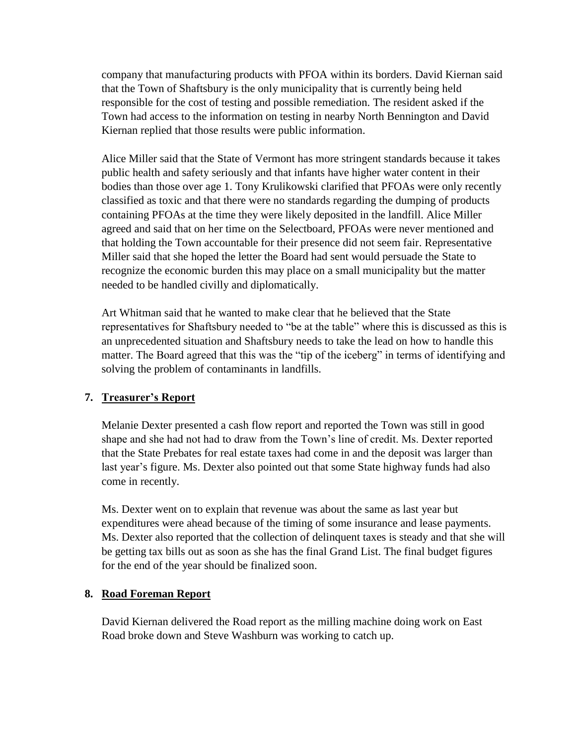company that manufacturing products with PFOA within its borders. David Kiernan said that the Town of Shaftsbury is the only municipality that is currently being held responsible for the cost of testing and possible remediation. The resident asked if the Town had access to the information on testing in nearby North Bennington and David Kiernan replied that those results were public information.

Alice Miller said that the State of Vermont has more stringent standards because it takes public health and safety seriously and that infants have higher water content in their bodies than those over age 1. Tony Krulikowski clarified that PFOAs were only recently classified as toxic and that there were no standards regarding the dumping of products containing PFOAs at the time they were likely deposited in the landfill. Alice Miller agreed and said that on her time on the Selectboard, PFOAs were never mentioned and that holding the Town accountable for their presence did not seem fair. Representative Miller said that she hoped the letter the Board had sent would persuade the State to recognize the economic burden this may place on a small municipality but the matter needed to be handled civilly and diplomatically.

Art Whitman said that he wanted to make clear that he believed that the State representatives for Shaftsbury needed to "be at the table" where this is discussed as this is an unprecedented situation and Shaftsbury needs to take the lead on how to handle this matter. The Board agreed that this was the "tip of the iceberg" in terms of identifying and solving the problem of contaminants in landfills.

## 7. Treasurer's Report

Melanie Dexter presented a cash flow report and reported the Town was still in good shape and she had not had to draw from the Town's line of credit. Ms. Dexter reported that the State Prebates for real estate taxes had come in and the deposit was larger than last year's figure. Ms. Dexter also pointed out that some State highway funds had also come in recently.

Ms. Dexter went on to explain that revenue was about the same as last year but expenditures were ahead because of the timing of some insurance and lease payments. Ms. Dexter also reported that the collection of delinquent taxes is steady and that she will be getting tax bills out as soon as she has the final Grand List. The final budget figures for the end of the year should be finalized soon.

## 8. Road Foreman Report

David Kiernan delivered the Road report as the milling machine doing work on East Road broke down and Steve Washburn was working to catch up.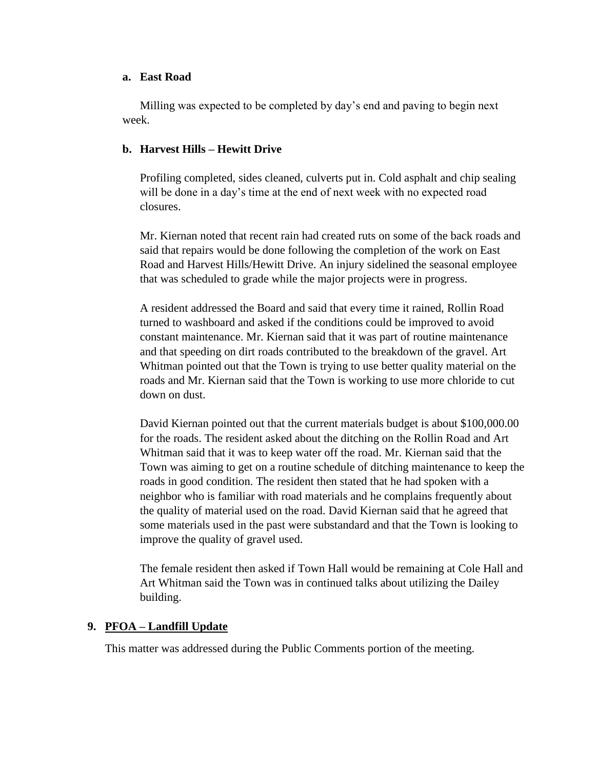**a. East Road**

Milling was expected to be completed by day's end and paving to begin next week.

**b. Harvest Hills – Hewitt Drive**

Profiling completed, sides cleaned, culverts put in. Cold asphalt and chip sealing will be done in a day's time at the end of next week with no expected road closures.

Mr. Kiernan noted that recent rain had created ruts on some of the back roads and said that repairs would be done following the completion of the work on East Road and Harvest Hills/Hewitt Drive. An injury sidelined the seasonal employee that was scheduled to grade while the major projects were in progress.

A resident addressed the Board and said that every time it rained, Rollin Road turned to washboard and asked if the conditions could be improved to avoid constant maintenance. Mr. Kiernan said that it was part of routine maintenance and that speeding on dirt roads contributed to the breakdown of the gravel. Art Whitman pointed out that the Town is trying to use better quality material on the roads and Mr. Kiernan said that the Town is working to use more chloride to cut down on dust.

David Kiernan pointed out that the current materials budget is about $100,000.00 for the roads. The resident asked about the ditching on the Rollin Road and Art Whitman said that it was to keep water off the road. Mr. Kiernan said that the Town was aiming to get on a routine schedule of ditching maintenance to keep the roads in good condition. The resident then stated that he had spoken with a neighbor who is familiar with road materials and he complains frequently about the quality of material used on the road. David Kiernan said that he agreed that some materials used in the past were substandard and that the Town is looking to improve the quality of gravel used.

The female resident then asked if Town Hall would be remaining at Cole Hall and Art Whitman said the Town was in continued talks about utilizing the Dailey building.

**9. <u>PFOA – Landfill Update</u>**

This matter was addressed during the Public Comments portion of the meeting.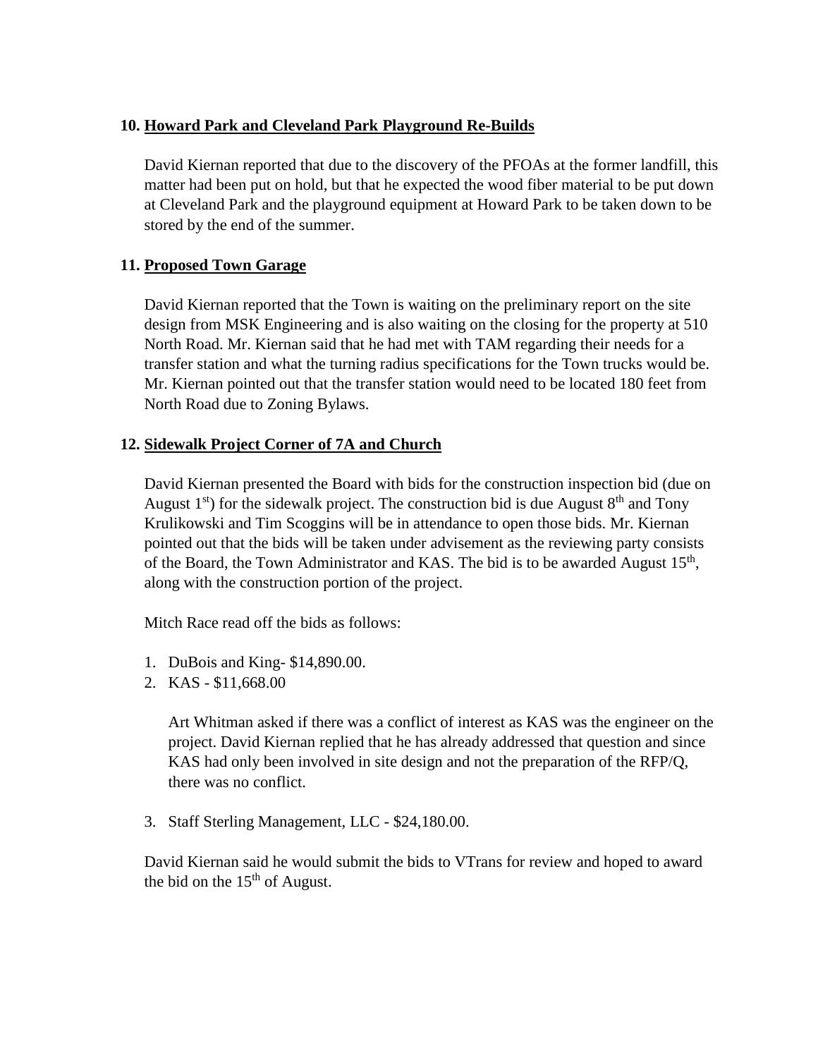**10. <u>Howard Park and Cleveland Park Playground Re-Builds</u>**

David Kiernan reported that due to the discovery of the PFOAs at the former landfill, this matter had been put on hold, but that he expected the wood fiber material to be put down at Cleveland Park and the playground equipment at Howard Park to be taken down to be stored by the end of the summer.

**11. <u>Proposed Town Garage</u>**

David Kiernan reported that the Town is waiting on the preliminary report on the site design from MSK Engineering and is also waiting on the closing for the property at 510 North Road. Mr. Kiernan said that he had met with TAM regarding their needs for a transfer station and what the turning radius specifications for the Town trucks would be. Mr. Kiernan pointed out that the transfer station would need to be located 180 feet from North Road due to Zoning Bylaws.

**12. <u>Sidewalk Project Corner of 7A and Church</u>**

David Kiernan presented the Board with bids for the construction inspection bid (due on August 1st) for the sidewalk project. The construction bid is due August 8th and Tony Krulikowski and Tim Scoggins will be in attendance to open those bids. Mr. Kiernan pointed out that the bids will be taken under advisement as the reviewing party consists of the Board, the Town Administrator and KAS. The bid is to be awarded August 15th, along with the construction portion of the project.

Mitch Race read off the bids as follows:

1. DuBois and King- $14,890.00.
2. KAS - $11,668.00

   Art Whitman asked if there was a conflict of interest as KAS was the engineer on the project. David Kiernan replied that he has already addressed that question and since KAS had only been involved in site design and not the preparation of the RFP/Q, there was no conflict.

3. Staff Sterling Management, LLC - $24,180.00.

David Kiernan said he would submit the bids to VTrans for review and hoped to award the bid on the 15th of August.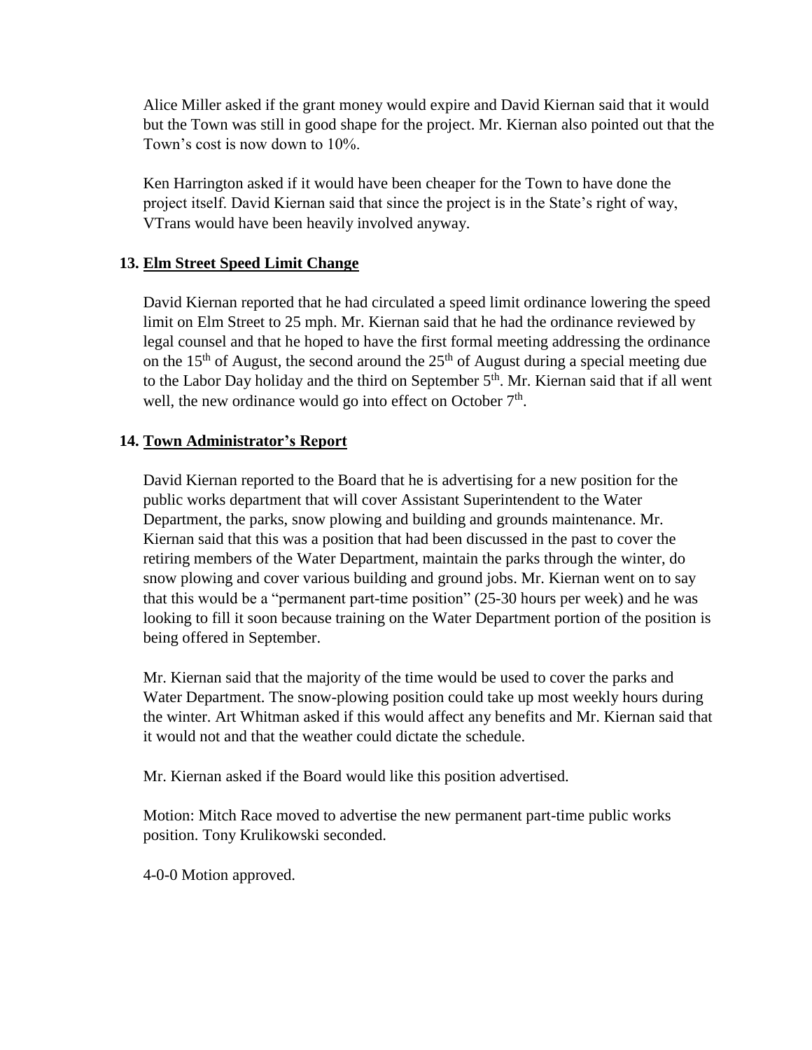Alice Miller asked if the grant money would expire and David Kiernan said that it would but the Town was still in good shape for the project. Mr. Kiernan also pointed out that the Town's cost is now down to 10%.

Ken Harrington asked if it would have been cheaper for the Town to have done the project itself. David Kiernan said that since the project is in the State's right of way, VTrans would have been heavily involved anyway.

**13. <u>Elm Street Speed Limit Change</u>**

David Kiernan reported that he had circulated a speed limit ordinance lowering the speed limit on Elm Street to 25 mph. Mr. Kiernan said that he had the ordinance reviewed by legal counsel and that he hoped to have the first formal meeting addressing the ordinance on the 15th of August, the second around the 25th of August during a special meeting due to the Labor Day holiday and the third on September 5th. Mr. Kiernan said that if all went well, the new ordinance would go into effect on October 7th.

**14. <u>Town Administrator's Report</u>**

David Kiernan reported to the Board that he is advertising for a new position for the public works department that will cover Assistant Superintendent to the Water Department, the parks, snow plowing and building and grounds maintenance. Mr. Kiernan said that this was a position that had been discussed in the past to cover the retiring members of the Water Department, maintain the parks through the winter, do snow plowing and cover various building and ground jobs. Mr. Kiernan went on to say that this would be a "permanent part-time position" (25-30 hours per week) and he was looking to fill it soon because training on the Water Department portion of the position is being offered in September.

Mr. Kiernan said that the majority of the time would be used to cover the parks and Water Department. The snow-plowing position could take up most weekly hours during the winter. Art Whitman asked if this would affect any benefits and Mr. Kiernan said that it would not and that the weather could dictate the schedule.

Mr. Kiernan asked if the Board would like this position advertised.

Motion: Mitch Race moved to advertise the new permanent part-time public works position. Tony Krulikowski seconded.

4-0-0 Motion approved.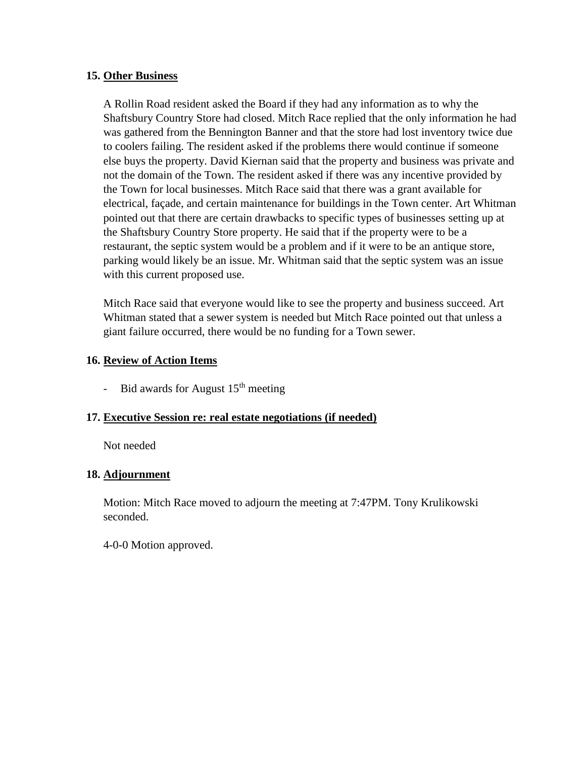## 15. Other Business

A Rollin Road resident asked the Board if they had any information as to why the Shaftsbury Country Store had closed. Mitch Race replied that the only information he had was gathered from the Bennington Banner and that the store had lost inventory twice due to coolers failing. The resident asked if the problems there would continue if someone else buys the property. David Kiernan said that the property and business was private and not the domain of the Town. The resident asked if there was any incentive provided by the Town for local businesses. Mitch Race said that there was a grant available for electrical, façade, and certain maintenance for buildings in the Town center. Art Whitman pointed out that there are certain drawbacks to specific types of businesses setting up at the Shaftsbury Country Store property. He said that if the property were to be a restaurant, the septic system would be a problem and if it were to be an antique store, parking would likely be an issue. Mr. Whitman said that the septic system was an issue with this current proposed use.

Mitch Race said that everyone would like to see the property and business succeed. Art Whitman stated that a sewer system is needed but Mitch Race pointed out that unless a giant failure occurred, there would be no funding for a Town sewer.

## 16. Review of Action Items

- Bid awards for August 15th meeting

## 17. Executive Session re: real estate negotiations (if needed)

Not needed

## 18. Adjournment

Motion: Mitch Race moved to adjourn the meeting at 7:47PM. Tony Krulikowski seconded.

4-0-0 Motion approved.